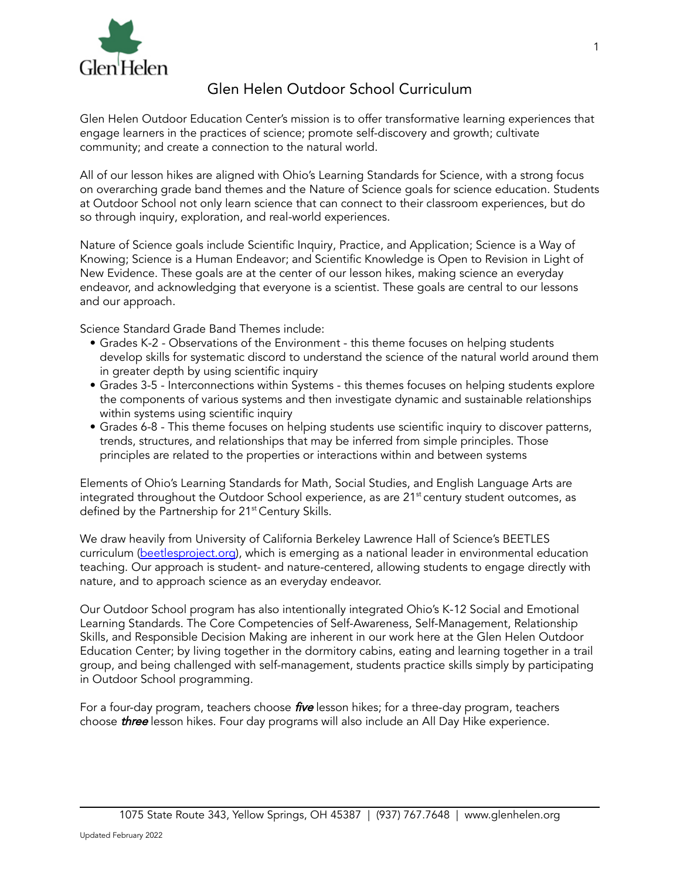# Glen Helen Outdoor School Curriculum

Glen Helen Outdoor Education Center's mission is to offer transformative learning experiences that engage learners in the practices of science; promote self-discovery and growth; cultivate community; and create a connection to the natural world.

All of our lesson hikes are aligned with Ohio's Learning Standards for Science, with a strong focus on overarching grade band themes and the Nature of Science goals for science education. Students at Outdoor School not only learn science that can connect to their classroom experiences, but do so through inquiry, exploration, and real-world experiences.

Nature of Science goals include Scientific Inquiry, Practice, and Application; Science is a Way of Knowing; Science is a Human Endeavor; and Scientific Knowledge is Open to Revision in Light of New Evidence. These goals are at the center of our lesson hikes, making science an everyday endeavor, and acknowledging that everyone is a scientist. These goals are central to our lessons and our approach.

Science Standard Grade Band Themes include:

- Grades K-2 - Observations of the Environment - this theme focuses on helping students develop skills for systematic discord to understand the science of the natural world around them in greater depth by using scientific inquiry
- Grades 3-5 - Interconnections within Systems - this themes focuses on helping students explore the components of various systems and then investigate dynamic and sustainable relationships within systems using scientific inquiry
- Grades 6-8 - This theme focuses on helping students use scientific inquiry to discover patterns, trends, structures, and relationships that may be inferred from simple principles. Those principles are related to the properties or interactions within and between systems

Elements of Ohio's Learning Standards for Math, Social Studies, and English Language Arts are integrated throughout the Outdoor School experience, as are 21st century student outcomes, as defined by the Partnership for 21st Century Skills.

We draw heavily from University of California Berkeley Lawrence Hall of Science's BEETLES curriculum ([beetlesproject.org](beetlesproject.org)), which is emerging as a national leader in environmental education teaching. Our approach is student- and nature-centered, allowing students to engage directly with nature, and to approach science as an everyday endeavor.

Our Outdoor School program has also intentionally integrated Ohio's K-12 Social and Emotional Learning Standards. The Core Competencies of Self-Awareness, Self-Management, Relationship Skills, and Responsible Decision Making are inherent in our work here at the Glen Helen Outdoor Education Center; by living together in the dormitory cabins, eating and learning together in a trail group, and being challenged with self-management, students practice skills simply by participating in Outdoor School programming.

For a four-day program, teachers choose ***five*** lesson hikes; for a three-day program, teachers choose ***three*** lesson hikes. Four day programs will also include an All Day Hike experience.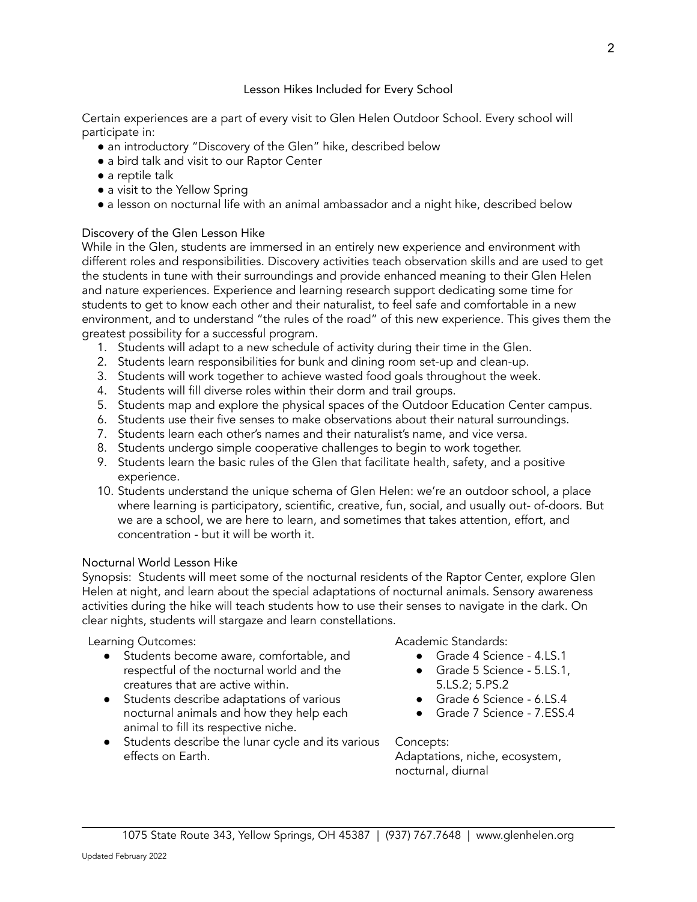## Lesson Hikes Included for Every School

Certain experiences are a part of every visit to Glen Helen Outdoor School. Every school will participate in:

- an introductory "Discovery of the Glen" hike, described below
- a bird talk and visit to our Raptor Center
- a reptile talk
- a visit to the Yellow Spring
- a lesson on nocturnal life with an animal ambassador and a night hike, described below

### Discovery of the Glen Lesson Hike

While in the Glen, students are immersed in an entirely new experience and environment with different roles and responsibilities. Discovery activities teach observation skills and are used to get the students in tune with their surroundings and provide enhanced meaning to their Glen Helen and nature experiences. Experience and learning research support dedicating some time for students to get to know each other and their naturalist, to feel safe and comfortable in a new environment, and to understand "the rules of the road" of this new experience. This gives them the greatest possibility for a successful program.

1. Students will adapt to a new schedule of activity during their time in the Glen.
2. Students learn responsibilities for bunk and dining room set-up and clean-up.
3. Students will work together to achieve wasted food goals throughout the week.
4. Students will fill diverse roles within their dorm and trail groups.
5. Students map and explore the physical spaces of the Outdoor Education Center campus.
6. Students use their five senses to make observations about their natural surroundings.
7. Students learn each other's names and their naturalist's name, and vice versa.
8. Students undergo simple cooperative challenges to begin to work together.
9. Students learn the basic rules of the Glen that facilitate health, safety, and a positive experience.
10. Students understand the unique schema of Glen Helen: we're an outdoor school, a place where learning is participatory, scientific, creative, fun, social, and usually out- of-doors. But we are a school, we are here to learn, and sometimes that takes attention, effort, and concentration - but it will be worth it.

### Nocturnal World Lesson Hike

Synopsis: Students will meet some of the nocturnal residents of the Raptor Center, explore Glen Helen at night, and learn about the special adaptations of nocturnal animals. Sensory awareness activities during the hike will teach students how to use their senses to navigate in the dark. On clear nights, students will stargaze and learn constellations.

Learning Outcomes:

- Students become aware, comfortable, and respectful of the nocturnal world and the creatures that are active within.
- Students describe adaptations of various nocturnal animals and how they help each animal to fill its respective niche.
- Students describe the lunar cycle and its various effects on Earth.

Academic Standards:

- Grade 4 Science - 4.LS.1
- Grade 5 Science - 5.LS.1, 5.LS.2; 5.PS.2
- Grade 6 Science - 6.LS.4
- Grade 7 Science - 7.ESS.4

Concepts:
Adaptations, niche, ecosystem, nocturnal, diurnal

1075 State Route 343, Yellow Springs, OH 45387 | (937) 767.7648 | www.glenhelen.org

Updated February 2022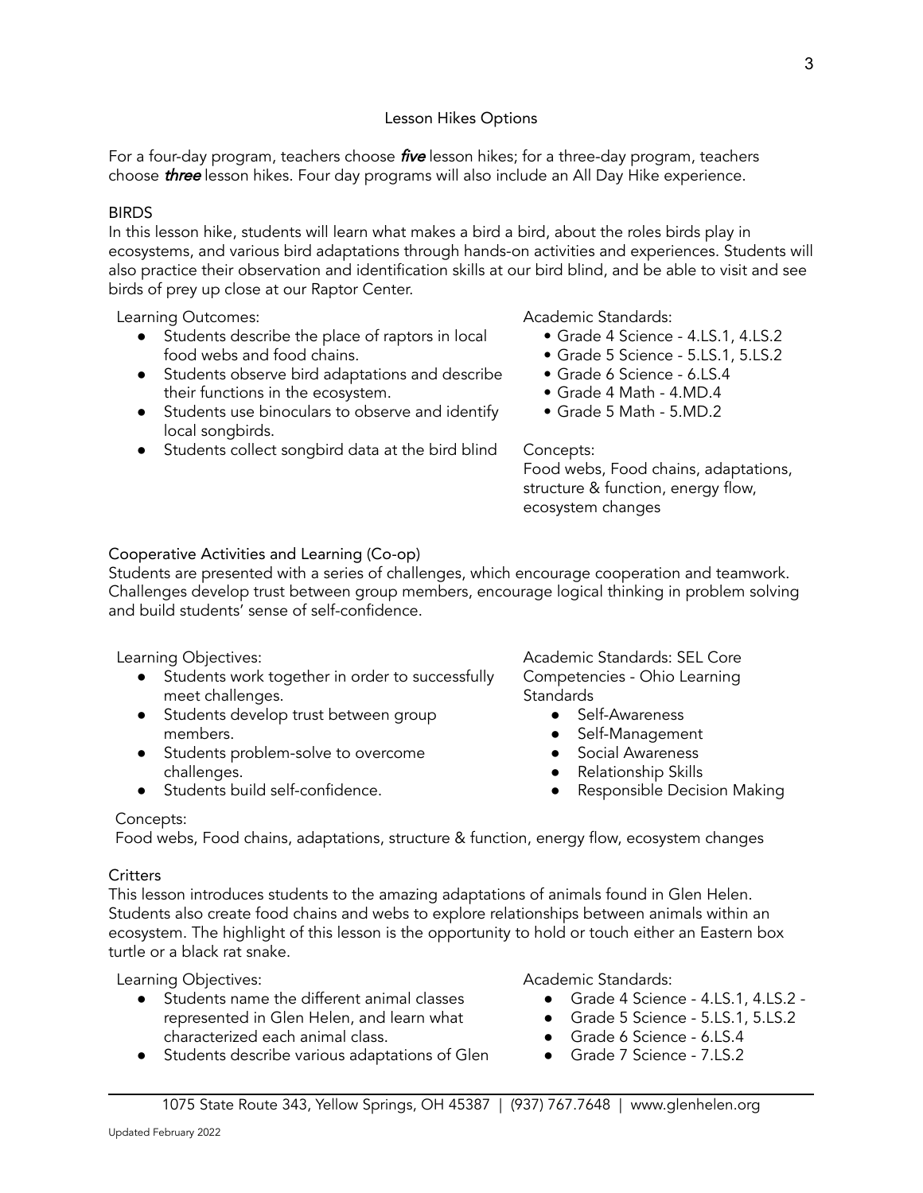## Lesson Hikes Options

For a four-day program, teachers choose ***five*** lesson hikes; for a three-day program, teachers choose ***three*** lesson hikes. Four day programs will also include an All Day Hike experience.

### BIRDS

In this lesson hike, students will learn what makes a bird a bird, about the roles birds play in ecosystems, and various bird adaptations through hands-on activities and experiences. Students will also practice their observation and identification skills at our bird blind, and be able to visit and see birds of prey up close at our Raptor Center.

Learning Outcomes:

- Students describe the place of raptors in local food webs and food chains.
- Students observe bird adaptations and describe their functions in the ecosystem.
- Students use binoculars to observe and identify local songbirds.
- Students collect songbird data at the bird blind

Academic Standards:

- Grade 4 Science - 4.LS.1, 4.LS.2
- Grade 5 Science - 5.LS.1, 5.LS.2
- Grade 6 Science - 6.LS.4
- Grade 4 Math - 4.MD.4
- Grade 5 Math - 5.MD.2

Concepts:
Food webs, Food chains, adaptations, structure & function, energy flow, ecosystem changes

### Cooperative Activities and Learning (Co-op)

Students are presented with a series of challenges, which encourage cooperation and teamwork. Challenges develop trust between group members, encourage logical thinking in problem solving and build students' sense of self-confidence.

Learning Objectives:

- Students work together in order to successfully meet challenges.
- Students develop trust between group members.
- Students problem-solve to overcome challenges.
- Students build self-confidence.

Academic Standards: SEL Core Competencies - Ohio Learning Standards

- Self-Awareness
- Self-Management
- Social Awareness
- Relationship Skills
- Responsible Decision Making

Concepts:
Food webs, Food chains, adaptations, structure & function, energy flow, ecosystem changes

### Critters

This lesson introduces students to the amazing adaptations of animals found in Glen Helen. Students also create food chains and webs to explore relationships between animals within an ecosystem. The highlight of this lesson is the opportunity to hold or touch either an Eastern box turtle or a black rat snake.

Learning Objectives:

- Students name the different animal classes represented in Glen Helen, and learn what characterized each animal class.
- Students describe various adaptations of Glen

Academic Standards:

- Grade 4 Science - 4.LS.1, 4.LS.2 -
- Grade 5 Science - 5.LS.1, 5.LS.2
- Grade 6 Science - 6.LS.4
- Grade 7 Science - 7.LS.2

1075 State Route 343, Yellow Springs, OH 45387 | (937) 767.7648 | www.glenhelen.org

Updated February 2022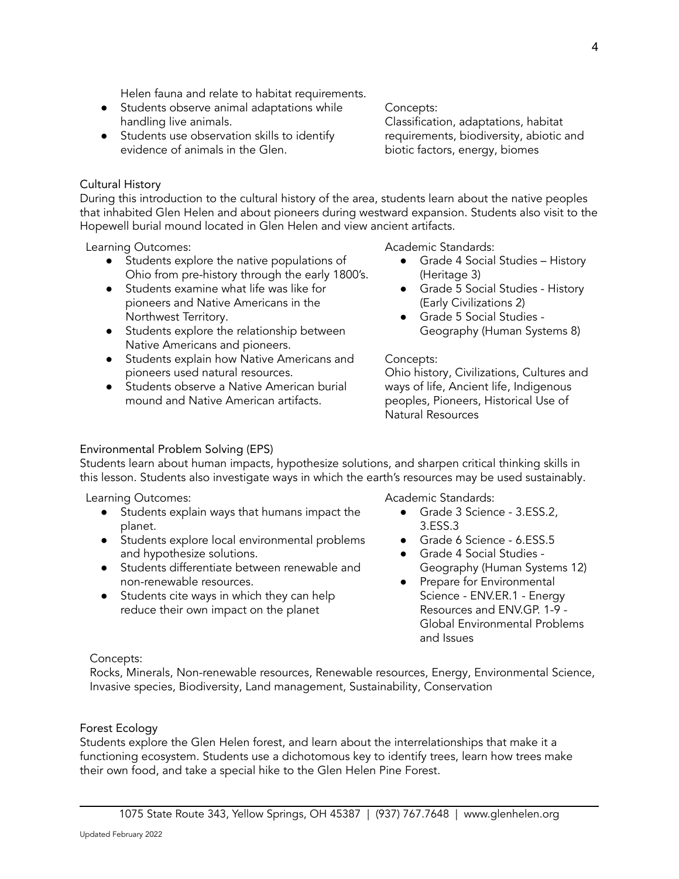Helen fauna and relate to habitat requirements.

- Students observe animal adaptations while handling live animals.
- Students use observation skills to identify evidence of animals in the Glen.

Concepts:
Classification, adaptations, habitat requirements, biodiversity, abiotic and biotic factors, energy, biomes

### Cultural History

During this introduction to the cultural history of the area, students learn about the native peoples that inhabited Glen Helen and about pioneers during westward expansion. Students also visit to the Hopewell burial mound located in Glen Helen and view ancient artifacts.

Learning Outcomes:

- Students explore the native populations of Ohio from pre-history through the early 1800's.
- Students examine what life was like for pioneers and Native Americans in the Northwest Territory.
- Students explore the relationship between Native Americans and pioneers.
- Students explain how Native Americans and pioneers used natural resources.
- Students observe a Native American burial mound and Native American artifacts.

Academic Standards:

- Grade 4 Social Studies – History (Heritage 3)
- Grade 5 Social Studies - History (Early Civilizations 2)
- Grade 5 Social Studies - Geography (Human Systems 8)

Concepts:
Ohio history, Civilizations, Cultures and ways of life, Ancient life, Indigenous peoples, Pioneers, Historical Use of Natural Resources

### Environmental Problem Solving (EPS)

Students learn about human impacts, hypothesize solutions, and sharpen critical thinking skills in this lesson. Students also investigate ways in which the earth's resources may be used sustainably.

Learning Outcomes:

- Students explain ways that humans impact the planet.
- Students explore local environmental problems and hypothesize solutions.
- Students differentiate between renewable and non-renewable resources.
- Students cite ways in which they can help reduce their own impact on the planet

Academic Standards:

- Grade 3 Science - 3.ESS.2, 3.ESS.3
- Grade 6 Science - 6.ESS.5
- Grade 4 Social Studies - Geography (Human Systems 12)
- Prepare for Environmental Science - ENV.ER.1 - Energy Resources and ENV.GP. 1-9 - Global Environmental Problems and Issues

Concepts:
Rocks, Minerals, Non-renewable resources, Renewable resources, Energy, Environmental Science, Invasive species, Biodiversity, Land management, Sustainability, Conservation

### Forest Ecology

Students explore the Glen Helen forest, and learn about the interrelationships that make it a functioning ecosystem. Students use a dichotomous key to identify trees, learn how trees make their own food, and take a special hike to the Glen Helen Pine Forest.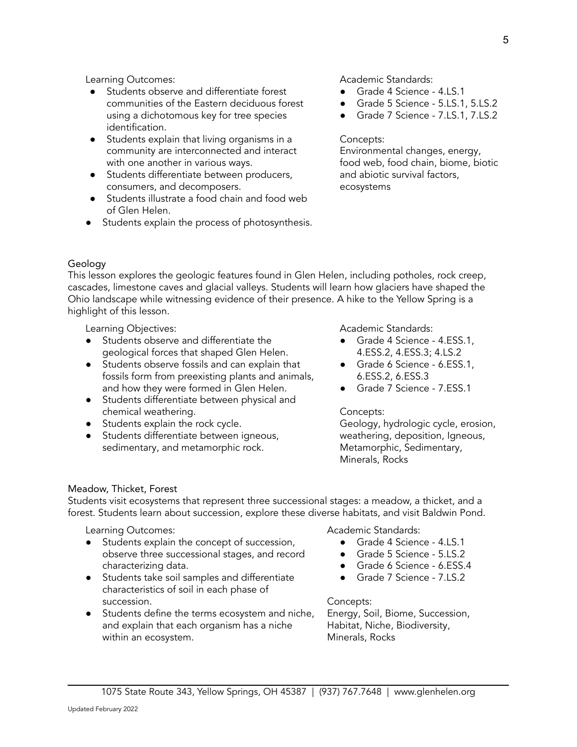Learning Outcomes:

- Students observe and differentiate forest communities of the Eastern deciduous forest using a dichotomous key for tree species identification.
- Students explain that living organisms in a community are interconnected and interact with one another in various ways.
- Students differentiate between producers, consumers, and decomposers.
- Students illustrate a food chain and food web of Glen Helen.
- Students explain the process of photosynthesis.

Academic Standards:

- Grade 4 Science - 4.LS.1
- Grade 5 Science - 5.LS.1, 5.LS.2
- Grade 7 Science - 7.LS.1, 7.LS.2

Concepts:
Environmental changes, energy, food web, food chain, biome, biotic and abiotic survival factors, ecosystems

## Geology

This lesson explores the geologic features found in Glen Helen, including potholes, rock creep, cascades, limestone caves and glacial valleys. Students will learn how glaciers have shaped the Ohio landscape while witnessing evidence of their presence. A hike to the Yellow Spring is a highlight of this lesson.

Learning Objectives:

- Students observe and differentiate the geological forces that shaped Glen Helen.
- Students observe fossils and can explain that fossils form from preexisting plants and animals, and how they were formed in Glen Helen.
- Students differentiate between physical and chemical weathering.
- Students explain the rock cycle.
- Students differentiate between igneous, sedimentary, and metamorphic rock.

Academic Standards:

- Grade 4 Science - 4.ESS.1, 4.ESS.2, 4.ESS.3; 4.LS.2
- Grade 6 Science - 6.ESS.1, 6.ESS.2, 6.ESS.3
- Grade 7 Science - 7.ESS.1

Concepts:
Geology, hydrologic cycle, erosion, weathering, deposition, Igneous, Metamorphic, Sedimentary, Minerals, Rocks

## Meadow, Thicket, Forest

Students visit ecosystems that represent three successional stages: a meadow, a thicket, and a forest. Students learn about succession, explore these diverse habitats, and visit Baldwin Pond.

Learning Outcomes:

- Students explain the concept of succession, observe three successional stages, and record characterizing data.
- Students take soil samples and differentiate characteristics of soil in each phase of succession.
- Students define the terms ecosystem and niche, and explain that each organism has a niche within an ecosystem.

Academic Standards:

- Grade 4 Science - 4.LS.1
- Grade 5 Science - 5.LS.2
- Grade 6 Science - 6.ESS.4
- Grade 7 Science - 7.LS.2

Concepts:
Energy, Soil, Biome, Succession, Habitat, Niche, Biodiversity, Minerals, Rocks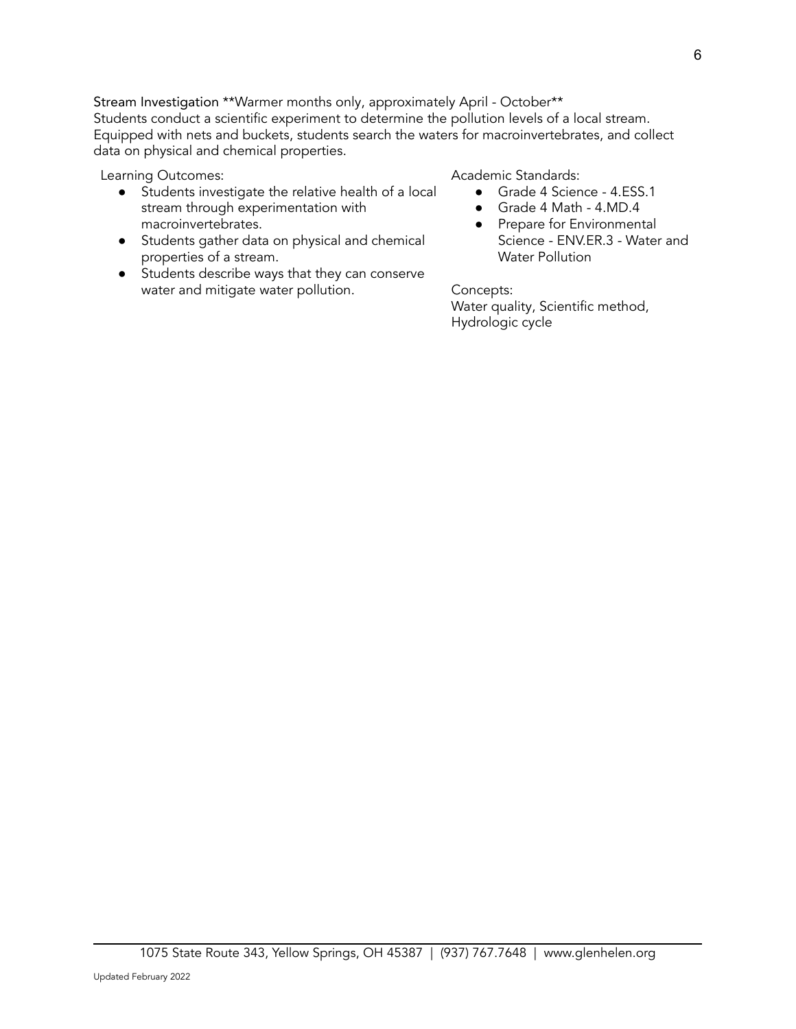Stream Investigation **Warmer months only, approximately April - October**

Students conduct a scientific experiment to determine the pollution levels of a local stream. Equipped with nets and buckets, students search the waters for macroinvertebrates, and collect data on physical and chemical properties.

Learning Outcomes:

- Students investigate the relative health of a local stream through experimentation with macroinvertebrates.
- Students gather data on physical and chemical properties of a stream.
- Students describe ways that they can conserve water and mitigate water pollution.

Academic Standards:

- Grade 4 Science - 4.ESS.1
- Grade 4 Math - 4.MD.4
- Prepare for Environmental Science - ENV.ER.3 - Water and Water Pollution

Concepts:

Water quality, Scientific method, Hydrologic cycle

1075 State Route 343, Yellow Springs, OH 45387 | (937) 767.7648 | www.glenhelen.org

Updated February 2022